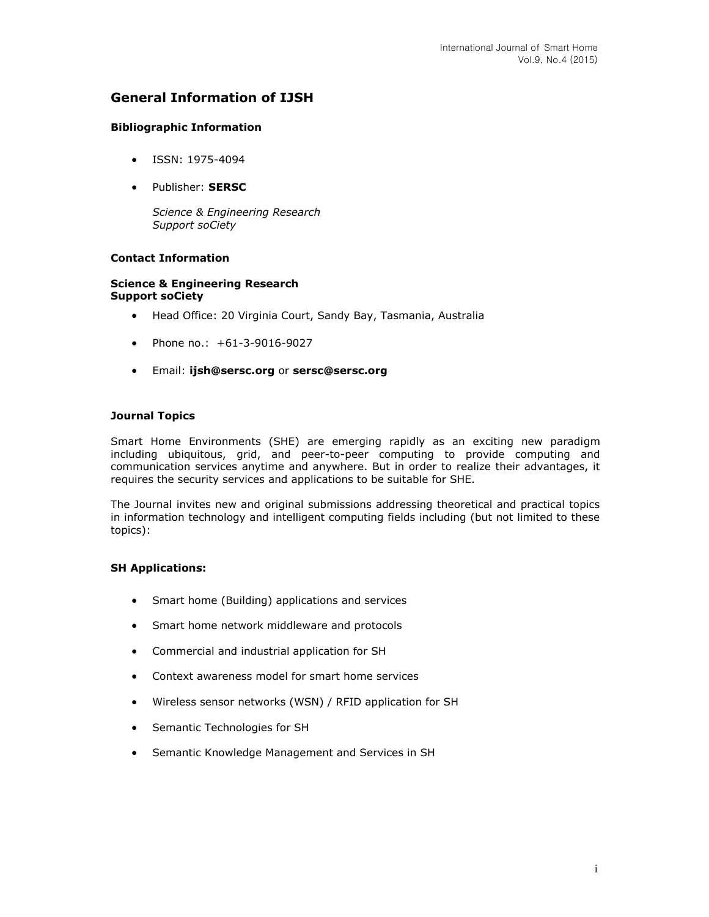# General Information of IJSH

### Bibliographic Information

- ISSN: 1975-4094
- Publisher: **SERSC**

  *Science & Engineering Research Support soCiety*

### Contact Information

**Science & Engineering Research Support soCiety**

- Head Office: 20 Virginia Court, Sandy Bay, Tasmania, Australia
- Phone no.: +61-3-9016-9027
- Email: **ijsh@sersc.org** or **sersc@sersc.org**

### Journal Topics

Smart Home Environments (SHE) are emerging rapidly as an exciting new paradigm including ubiquitous, grid, and peer-to-peer computing to provide computing and communication services anytime and anywhere. But in order to realize their advantages, it requires the security services and applications to be suitable for SHE.

The Journal invites new and original submissions addressing theoretical and practical topics in information technology and intelligent computing fields including (but not limited to these topics):

### SH Applications:

- Smart home (Building) applications and services
- Smart home network middleware and protocols
- Commercial and industrial application for SH
- Context awareness model for smart home services
- Wireless sensor networks (WSN) / RFID application for SH
- Semantic Technologies for SH
- Semantic Knowledge Management and Services in SH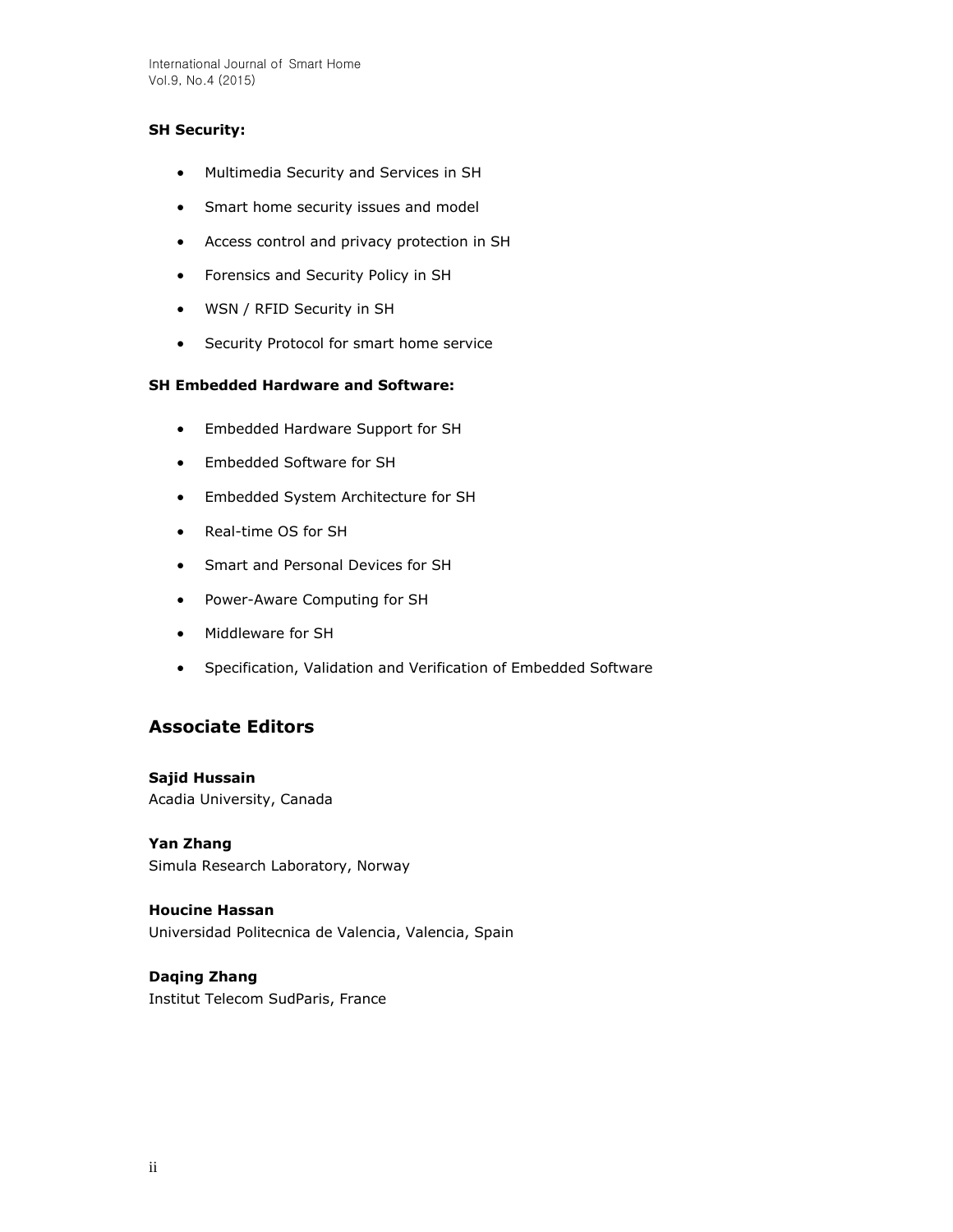**SH Security:**

- Multimedia Security and Services in SH
- Smart home security issues and model
- Access control and privacy protection in SH
- Forensics and Security Policy in SH
- WSN / RFID Security in SH
- Security Protocol for smart home service

**SH Embedded Hardware and Software:**

- Embedded Hardware Support for SH
- Embedded Software for SH
- Embedded System Architecture for SH
- Real-time OS for SH
- Smart and Personal Devices for SH
- Power-Aware Computing for SH
- Middleware for SH
- Specification, Validation and Verification of Embedded Software

## Associate Editors

**Sajid Hussain**
Acadia University, Canada

**Yan Zhang**
Simula Research Laboratory, Norway

**Houcine Hassan**
Universidad Politecnica de Valencia, Valencia, Spain

**Daqing Zhang**
Institut Telecom SudParis, France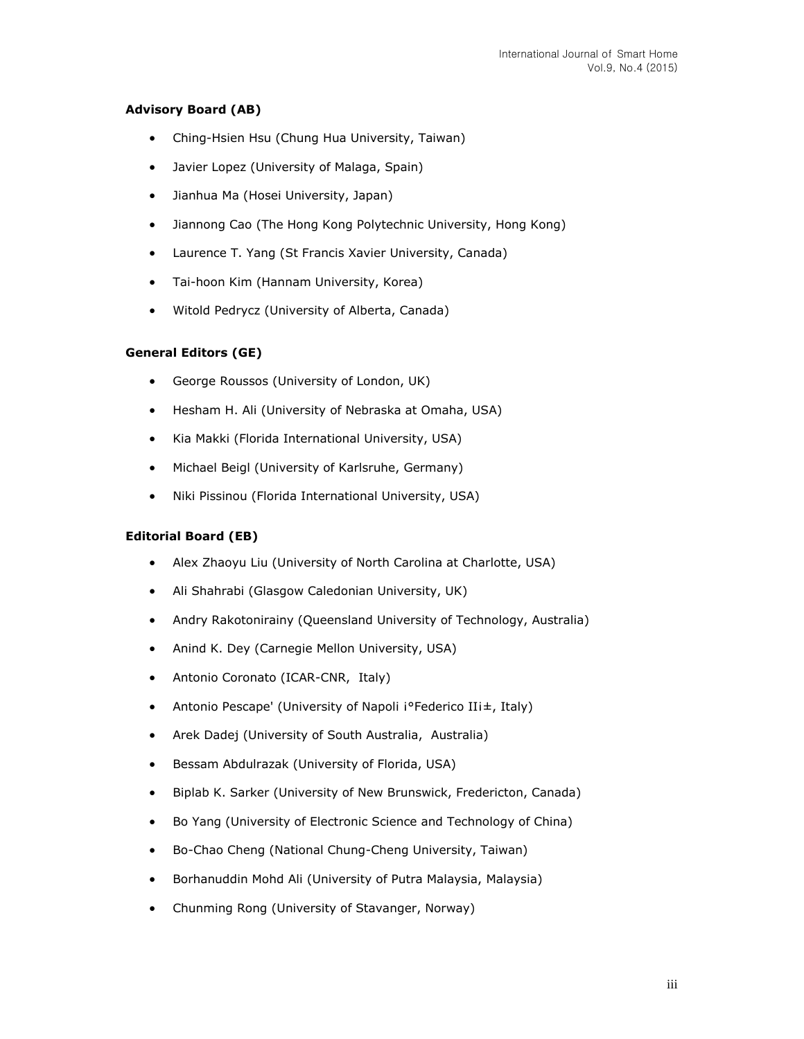### Advisory Board (AB)

- Ching-Hsien Hsu (Chung Hua University, Taiwan)
- Javier Lopez (University of Malaga, Spain)
- Jianhua Ma (Hosei University, Japan)
- Jiannong Cao (The Hong Kong Polytechnic University, Hong Kong)
- Laurence T. Yang (St Francis Xavier University, Canada)
- Tai-hoon Kim (Hannam University, Korea)
- Witold Pedrycz (University of Alberta, Canada)

### General Editors (GE)

- George Roussos (University of London, UK)
- Hesham H. Ali (University of Nebraska at Omaha, USA)
- Kia Makki (Florida International University, USA)
- Michael Beigl (University of Karlsruhe, Germany)
- Niki Pissinou (Florida International University, USA)

### Editorial Board (EB)

- Alex Zhaoyu Liu (University of North Carolina at Charlotte, USA)
- Ali Shahrabi (Glasgow Caledonian University, UK)
- Andry Rakotonirainy (Queensland University of Technology, Australia)
- Anind K. Dey (Carnegie Mellon University, USA)
- Antonio Coronato (ICAR-CNR, Italy)
- Antonio Pescape' (University of Napoli i°Federico IIi±, Italy)
- Arek Dadej (University of South Australia, Australia)
- Bessam Abdulrazak (University of Florida, USA)
- Biplab K. Sarker (University of New Brunswick, Fredericton, Canada)
- Bo Yang (University of Electronic Science and Technology of China)
- Bo-Chao Cheng (National Chung-Cheng University, Taiwan)
- Borhanuddin Mohd Ali (University of Putra Malaysia, Malaysia)
- Chunming Rong (University of Stavanger, Norway)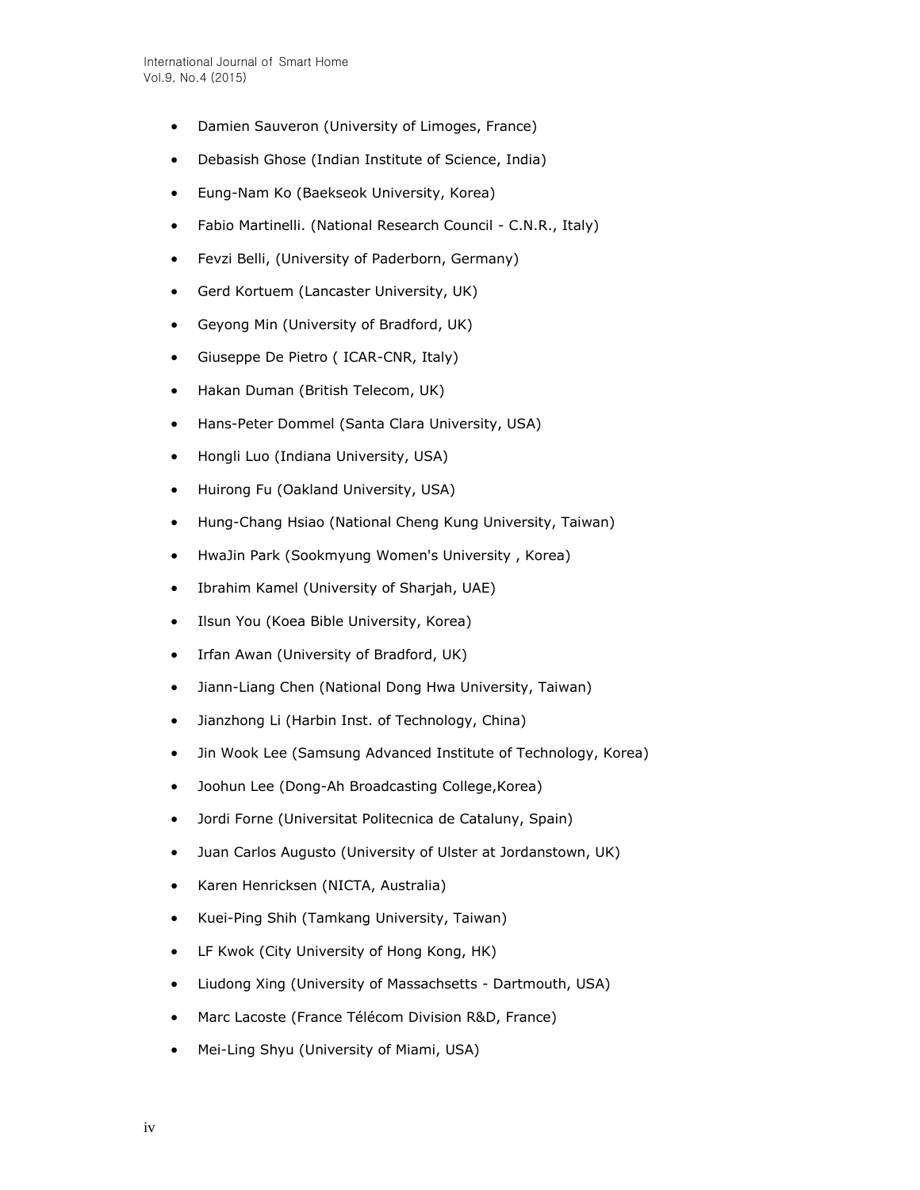- Damien Sauveron (University of Limoges, France)
- Debasish Ghose (Indian Institute of Science, India)
- Eung-Nam Ko (Baekseok University, Korea)
- Fabio Martinelli. (National Research Council - C.N.R., Italy)
- Fevzi Belli, (University of Paderborn, Germany)
- Gerd Kortuem (Lancaster University, UK)
- Geyong Min (University of Bradford, UK)
- Giuseppe De Pietro ( ICAR-CNR, Italy)
- Hakan Duman (British Telecom, UK)
- Hans-Peter Dommel (Santa Clara University, USA)
- Hongli Luo (Indiana University, USA)
- Huirong Fu (Oakland University, USA)
- Hung-Chang Hsiao (National Cheng Kung University, Taiwan)
- HwaJin Park (Sookmyung Women's University , Korea)
- Ibrahim Kamel (University of Sharjah, UAE)
- Ilsun You (Koea Bible University, Korea)
- Irfan Awan (University of Bradford, UK)
- Jiann-Liang Chen (National Dong Hwa University, Taiwan)
- Jianzhong Li (Harbin Inst. of Technology, China)
- Jin Wook Lee (Samsung Advanced Institute of Technology, Korea)
- Joohun Lee (Dong-Ah Broadcasting College,Korea)
- Jordi Forne (Universitat Politecnica de Cataluny, Spain)
- Juan Carlos Augusto (University of Ulster at Jordanstown, UK)
- Karen Henricksen (NICTA, Australia)
- Kuei-Ping Shih (Tamkang University, Taiwan)
- LF Kwok (City University of Hong Kong, HK)
- Liudong Xing (University of Massachsetts - Dartmouth, USA)
- Marc Lacoste (France Télécom Division R&D, France)
- Mei-Ling Shyu (University of Miami, USA)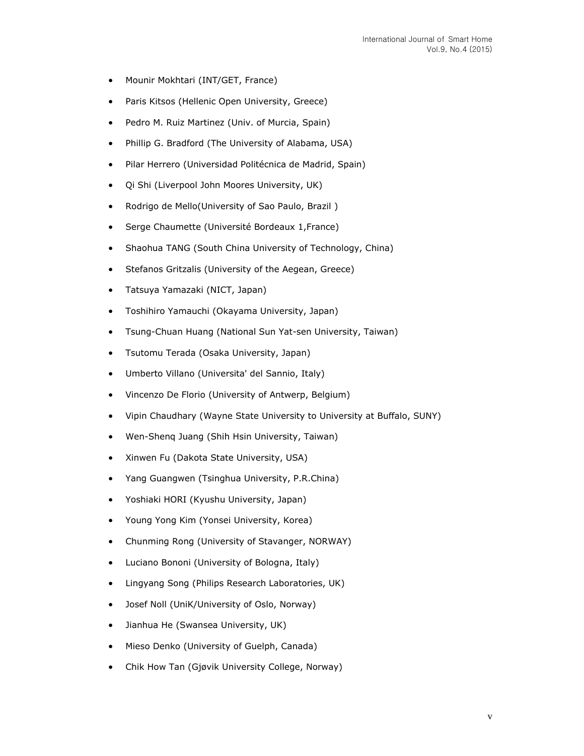- Mounir Mokhtari (INT/GET, France)
- Paris Kitsos (Hellenic Open University, Greece)
- Pedro M. Ruiz Martinez (Univ. of Murcia, Spain)
- Phillip G. Bradford (The University of Alabama, USA)
- Pilar Herrero (Universidad Politécnica de Madrid, Spain)
- Qi Shi (Liverpool John Moores University, UK)
- Rodrigo de Mello(University of Sao Paulo, Brazil )
- Serge Chaumette (Université Bordeaux 1,France)
- Shaohua TANG (South China University of Technology, China)
- Stefanos Gritzalis (University of the Aegean, Greece)
- Tatsuya Yamazaki (NICT, Japan)
- Toshihiro Yamauchi (Okayama University, Japan)
- Tsung-Chuan Huang (National Sun Yat-sen University, Taiwan)
- Tsutomu Terada (Osaka University, Japan)
- Umberto Villano (Universita' del Sannio, Italy)
- Vincenzo De Florio (University of Antwerp, Belgium)
- Vipin Chaudhary (Wayne State University to University at Buffalo, SUNY)
- Wen-Shenq Juang (Shih Hsin University, Taiwan)
- Xinwen Fu (Dakota State University, USA)
- Yang Guangwen (Tsinghua University, P.R.China)
- Yoshiaki HORI (Kyushu University, Japan)
- Young Yong Kim (Yonsei University, Korea)
- Chunming Rong (University of Stavanger, NORWAY)
- Luciano Bononi (University of Bologna, Italy)
- Lingyang Song (Philips Research Laboratories, UK)
- Josef Noll (UniK/University of Oslo, Norway)
- Jianhua He (Swansea University, UK)
- Mieso Denko (University of Guelph, Canada)
- Chik How Tan (Gjøvik University College, Norway)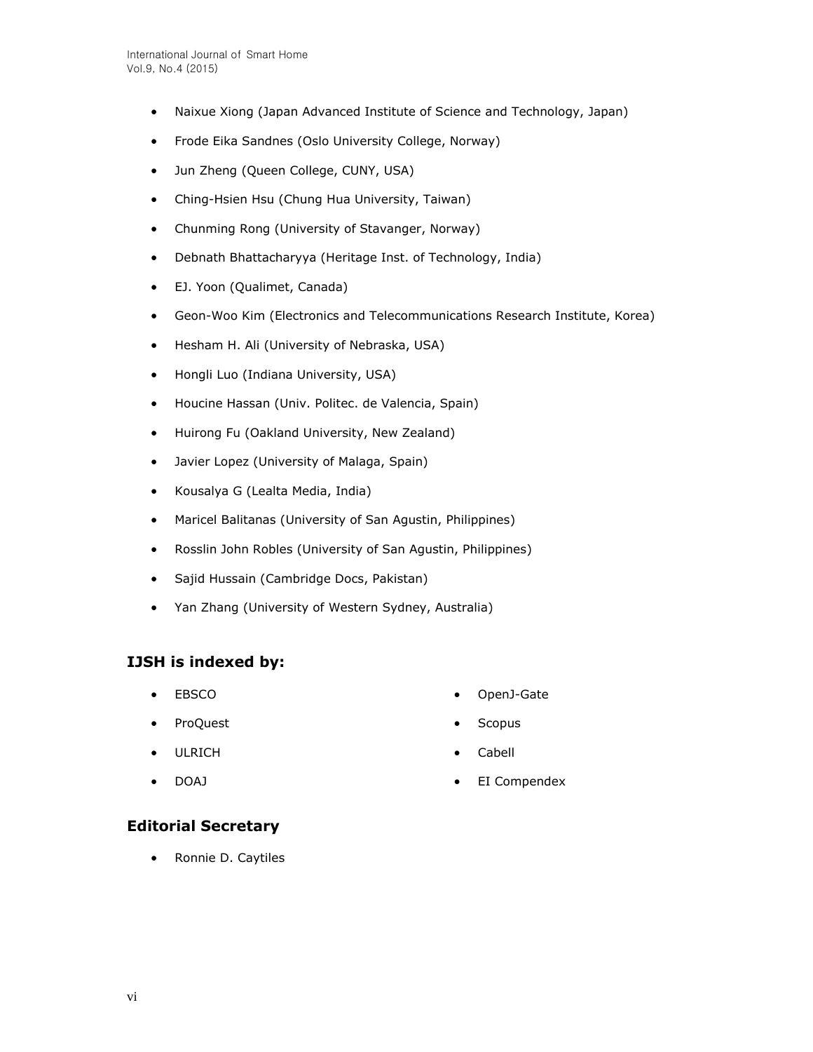- Naixue Xiong (Japan Advanced Institute of Science and Technology, Japan)
- Frode Eika Sandnes (Oslo University College, Norway)
- Jun Zheng (Queen College, CUNY, USA)
- Ching-Hsien Hsu (Chung Hua University, Taiwan)
- Chunming Rong (University of Stavanger, Norway)
- Debnath Bhattacharyya (Heritage Inst. of Technology, India)
- EJ. Yoon (Qualimet, Canada)
- Geon-Woo Kim (Electronics and Telecommunications Research Institute, Korea)
- Hesham H. Ali (University of Nebraska, USA)
- Hongli Luo (Indiana University, USA)
- Houcine Hassan (Univ. Politec. de Valencia, Spain)
- Huirong Fu (Oakland University, New Zealand)
- Javier Lopez (University of Malaga, Spain)
- Kousalya G (Lealta Media, India)
- Maricel Balitanas (University of San Agustin, Philippines)
- Rosslin John Robles (University of San Agustin, Philippines)
- Sajid Hussain (Cambridge Docs, Pakistan)
- Yan Zhang (University of Western Sydney, Australia)

## IJSH is indexed by:

- EBSCO
- ProQuest
- ULRICH
- DOAJ
- OpenJ-Gate
- Scopus
- Cabell
- EI Compendex

## Editorial Secretary

- Ronnie D. Caytiles